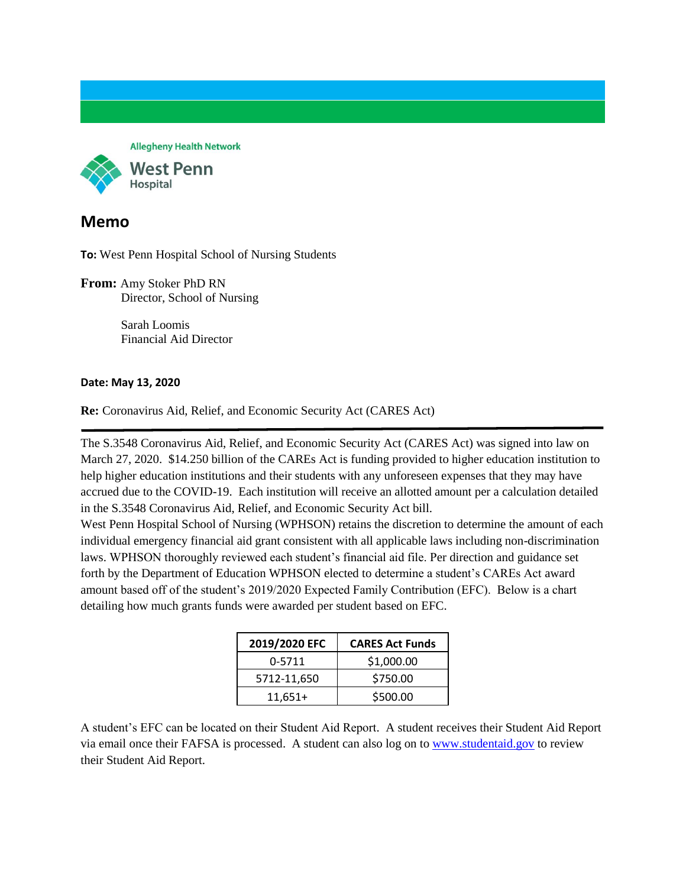Allegheny Health Network

**West Penn**
Hospital

# Memo

**To:** West Penn Hospital School of Nursing Students

**From:** Amy Stoker PhD RN
Director, School of Nursing

Sarah Loomis
Financial Aid Director

**Date: May 13, 2020**

**Re:** Coronavirus Aid, Relief, and Economic Security Act (CARES Act)

---

The S.3548 Coronavirus Aid, Relief, and Economic Security Act (CARES Act) was signed into law on March 27, 2020. $14.250 billion of the CAREs Act is funding provided to higher education institution to help higher education institutions and their students with any unforeseen expenses that they may have accrued due to the COVID-19. Each institution will receive an allotted amount per a calculation detailed in the S.3548 Coronavirus Aid, Relief, and Economic Security Act bill.

West Penn Hospital School of Nursing (WPHSON) retains the discretion to determine the amount of each individual emergency financial aid grant consistent with all applicable laws including non-discrimination laws. WPHSON thoroughly reviewed each student's financial aid file. Per direction and guidance set forth by the Department of Education WPHSON elected to determine a student's CAREs Act award amount based off of the student's 2019/2020 Expected Family Contribution (EFC). Below is a chart detailing how much grants funds were awarded per student based on EFC.

| 2019/2020 EFC | CARES Act Funds |
| --- | --- |
| 0-5711 | $1,000.00 |
| 5712-11,650 | $750.00 |
| 11,651+ | $500.00 |

A student's EFC can be located on their Student Aid Report. A student receives their Student Aid Report via email once their FAFSA is processed. A student can also log on to [www.studentaid.gov](www.studentaid.gov) to review their Student Aid Report.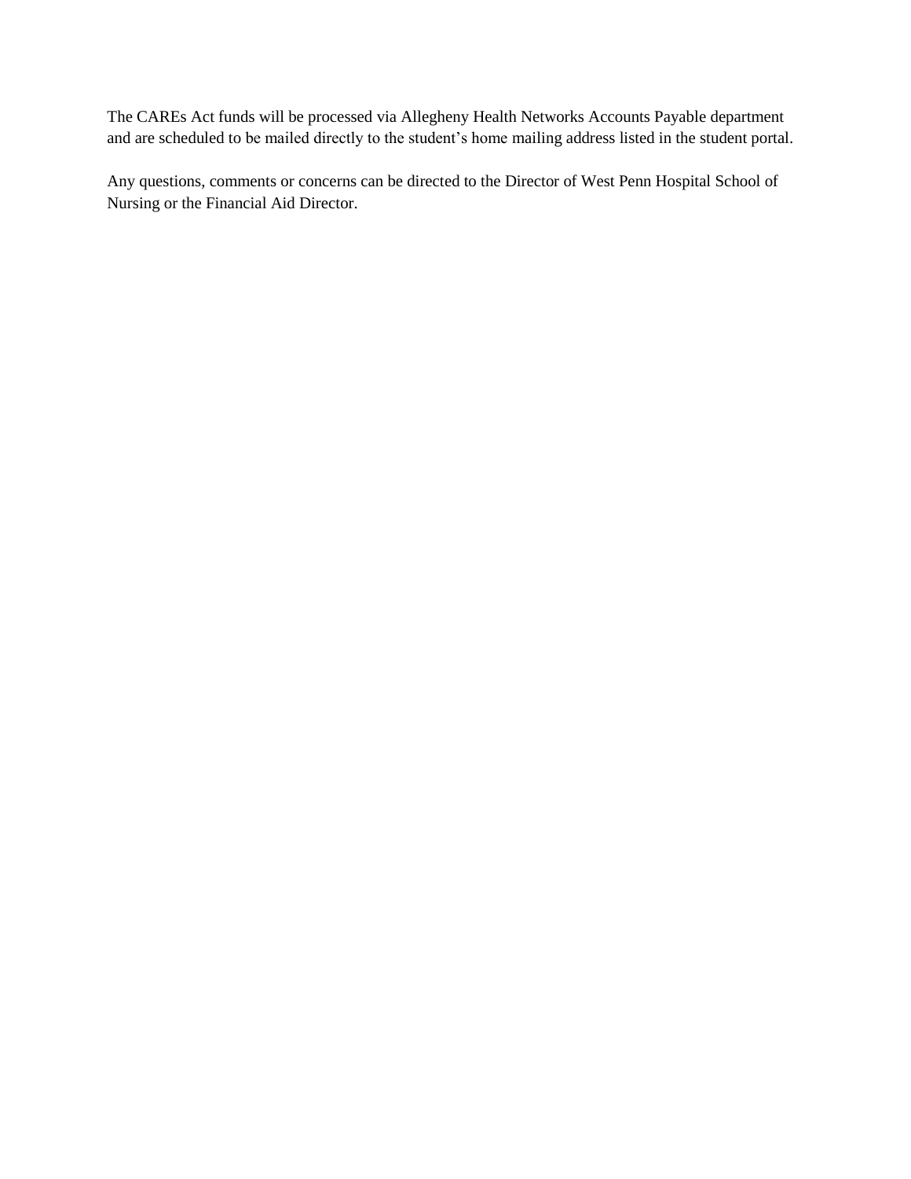The CAREs Act funds will be processed via Allegheny Health Networks Accounts Payable department and are scheduled to be mailed directly to the student's home mailing address listed in the student portal.

Any questions, comments or concerns can be directed to the Director of West Penn Hospital School of Nursing or the Financial Aid Director.